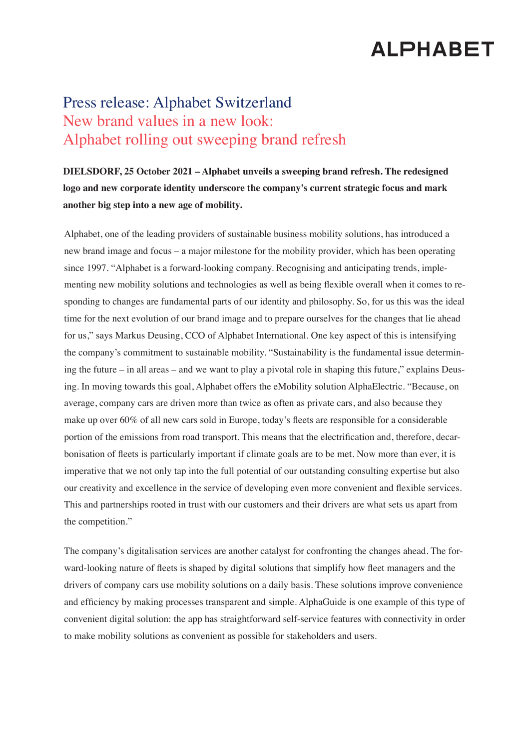# Press release: Alphabet Switzerland

## New brand values in a new look: Alphabet rolling out sweeping brand refresh

**DIELSDORF, 25 October 2021 – Alphabet unveils a sweeping brand refresh. The redesigned logo and new corporate identity underscore the company's current strategic focus and mark another big step into a new age of mobility.**

Alphabet, one of the leading providers of sustainable business mobility solutions, has introduced a new brand image and focus – a major milestone for the mobility provider, which has been operating since 1997. "Alphabet is a forward-looking company. Recognising and anticipating trends, implementing new mobility solutions and technologies as well as being flexible overall when it comes to responding to changes are fundamental parts of our identity and philosophy. So, for us this was the ideal time for the next evolution of our brand image and to prepare ourselves for the changes that lie ahead for us," says Markus Deusing, CCO of Alphabet International. One key aspect of this is intensifying the company's commitment to sustainable mobility. "Sustainability is the fundamental issue determining the future – in all areas – and we want to play a pivotal role in shaping this future," explains Deusing. In moving towards this goal, Alphabet offers the eMobility solution AlphaElectric. "Because, on average, company cars are driven more than twice as often as private cars, and also because they make up over 60% of all new cars sold in Europe, today's fleets are responsible for a considerable portion of the emissions from road transport. This means that the electrification and, therefore, decarbonisation of fleets is particularly important if climate goals are to be met. Now more than ever, it is imperative that we not only tap into the full potential of our outstanding consulting expertise but also our creativity and excellence in the service of developing even more convenient and flexible services. This and partnerships rooted in trust with our customers and their drivers are what sets us apart from the competition."

The company's digitalisation services are another catalyst for confronting the changes ahead. The forward-looking nature of fleets is shaped by digital solutions that simplify how fleet managers and the drivers of company cars use mobility solutions on a daily basis. These solutions improve convenience and efficiency by making processes transparent and simple. AlphaGuide is one example of this type of convenient digital solution: the app has straightforward self-service features with connectivity in order to make mobility solutions as convenient as possible for stakeholders and users.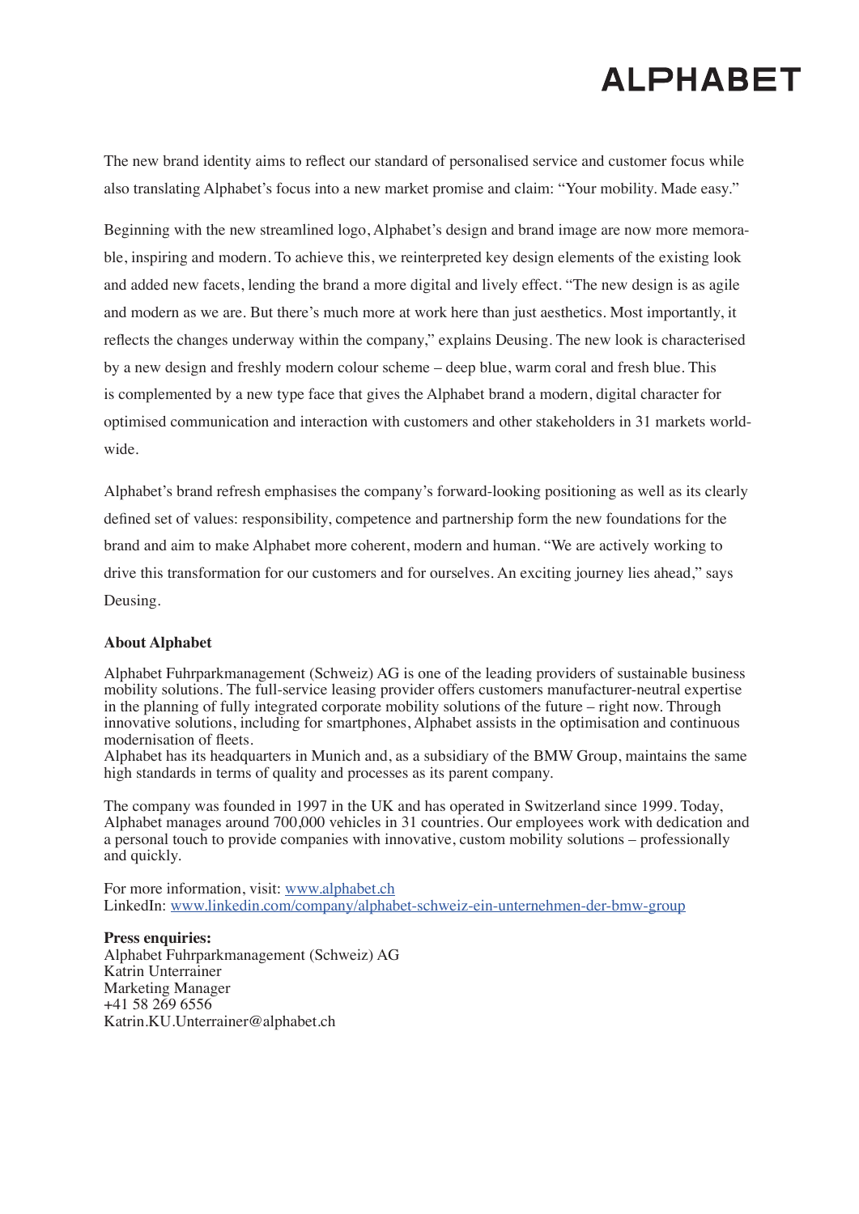The new brand identity aims to reflect our standard of personalised service and customer focus while also translating Alphabet's focus into a new market promise and claim: "Your mobility. Made easy."

Beginning with the new streamlined logo, Alphabet's design and brand image are now more memorable, inspiring and modern. To achieve this, we reinterpreted key design elements of the existing look and added new facets, lending the brand a more digital and lively effect. "The new design is as agile and modern as we are. But there's much more at work here than just aesthetics. Most importantly, it reflects the changes underway within the company," explains Deusing. The new look is characterised by a new design and freshly modern colour scheme – deep blue, warm coral and fresh blue. This is complemented by a new type face that gives the Alphabet brand a modern, digital character for optimised communication and interaction with customers and other stakeholders in 31 markets worldwide.

Alphabet's brand refresh emphasises the company's forward-looking positioning as well as its clearly defined set of values: responsibility, competence and partnership form the new foundations for the brand and aim to make Alphabet more coherent, modern and human. "We are actively working to drive this transformation for our customers and for ourselves. An exciting journey lies ahead," says Deusing.

**About Alphabet**

Alphabet Fuhrparkmanagement (Schweiz) AG is one of the leading providers of sustainable business mobility solutions. The full-service leasing provider offers customers manufacturer-neutral expertise in the planning of fully integrated corporate mobility solutions of the future – right now. Through innovative solutions, including for smartphones, Alphabet assists in the optimisation and continuous modernisation of fleets.
Alphabet has its headquarters in Munich and, as a subsidiary of the BMW Group, maintains the same high standards in terms of quality and processes as its parent company.

The company was founded in 1997 in the UK and has operated in Switzerland since 1999. Today, Alphabet manages around 700,000 vehicles in 31 countries. Our employees work with dedication and a personal touch to provide companies with innovative, custom mobility solutions – professionally and quickly.

For more information, visit: www.alphabet.ch
LinkedIn: www.linkedin.com/company/alphabet-schweiz-ein-unternehmen-der-bmw-group

**Press enquiries:**
Alphabet Fuhrparkmanagement (Schweiz) AG
Katrin Unterrainer
Marketing Manager
+41 58 269 6556
Katrin.KU.Unterrainer@alphabet.ch